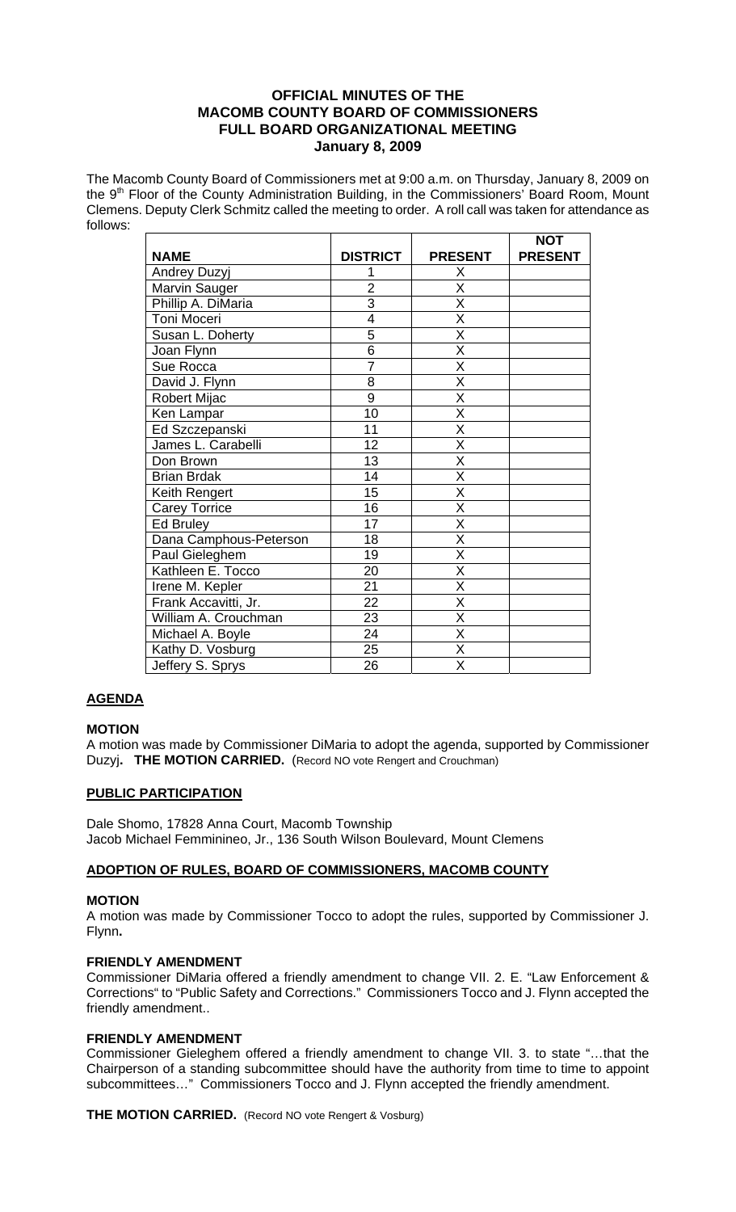# OFFICIAL MINUTES OF THE MACOMB COUNTY BOARD OF COMMISSIONERS FULL BOARD ORGANIZATIONAL MEETING

## January 8, 2009

The Macomb County Board of Commissioners met at 9:00 a.m. on Thursday, January 8, 2009 on the 9th Floor of the County Administration Building, in the Commissioners' Board Room, Mount Clemens. Deputy Clerk Schmitz called the meeting to order. A roll call was taken for attendance as follows:

| NAME | DISTRICT | PRESENT | NOT PRESENT |
|---|---|---|---|
| Andrey Duzyj | 1 | X | |
| Marvin Sauger | 2 | X | |
| Phillip A. DiMaria | 3 | X | |
| Toni Moceri | 4 | X | |
| Susan L. Doherty | 5 | X | |
| Joan Flynn | 6 | X | |
| Sue Rocca | 7 | X | |
| David J. Flynn | 8 | X | |
| Robert Mijac | 9 | X | |
| Ken Lampar | 10 | X | |
| Ed Szczepanski | 11 | X | |
| James L. Carabelli | 12 | X | |
| Don Brown | 13 | X | |
| Brian Brdak | 14 | X | |
| Keith Rengert | 15 | X | |
| Carey Torrice | 16 | X | |
| Ed Bruley | 17 | X | |
| Dana Camphous-Peterson | 18 | X | |
| Paul Gieleghem | 19 | X | |
| Kathleen E. Tocco | 20 | X | |
| Irene M. Kepler | 21 | X | |
| Frank Accavitti, Jr. | 22 | X | |
| William A. Crouchman | 23 | X | |
| Michael A. Boyle | 24 | X | |
| Kathy D. Vosburg | 25 | X | |
| Jeffery S. Sprys | 26 | X | |

### AGENDA

**MOTION**

A motion was made by Commissioner DiMaria to adopt the agenda, supported by Commissioner Duzyj. **THE MOTION CARRIED.** (Record NO vote Rengert and Crouchman)

### PUBLIC PARTICIPATION

Dale Shomo, 17828 Anna Court, Macomb Township
Jacob Michael Femminineo, Jr., 136 South Wilson Boulevard, Mount Clemens

### ADOPTION OF RULES, BOARD OF COMMISSIONERS, MACOMB COUNTY

**MOTION**

A motion was made by Commissioner Tocco to adopt the rules, supported by Commissioner J. Flynn.

**FRIENDLY AMENDMENT**

Commissioner DiMaria offered a friendly amendment to change VII. 2. E. "Law Enforcement & Corrections" to "Public Safety and Corrections." Commissioners Tocco and J. Flynn accepted the friendly amendment..

**FRIENDLY AMENDMENT**

Commissioner Gieleghem offered a friendly amendment to change VII. 3. to state "…that the Chairperson of a standing subcommittee should have the authority from time to time to appoint subcommittees…" Commissioners Tocco and J. Flynn accepted the friendly amendment.

**THE MOTION CARRIED.** (Record NO vote Rengert & Vosburg)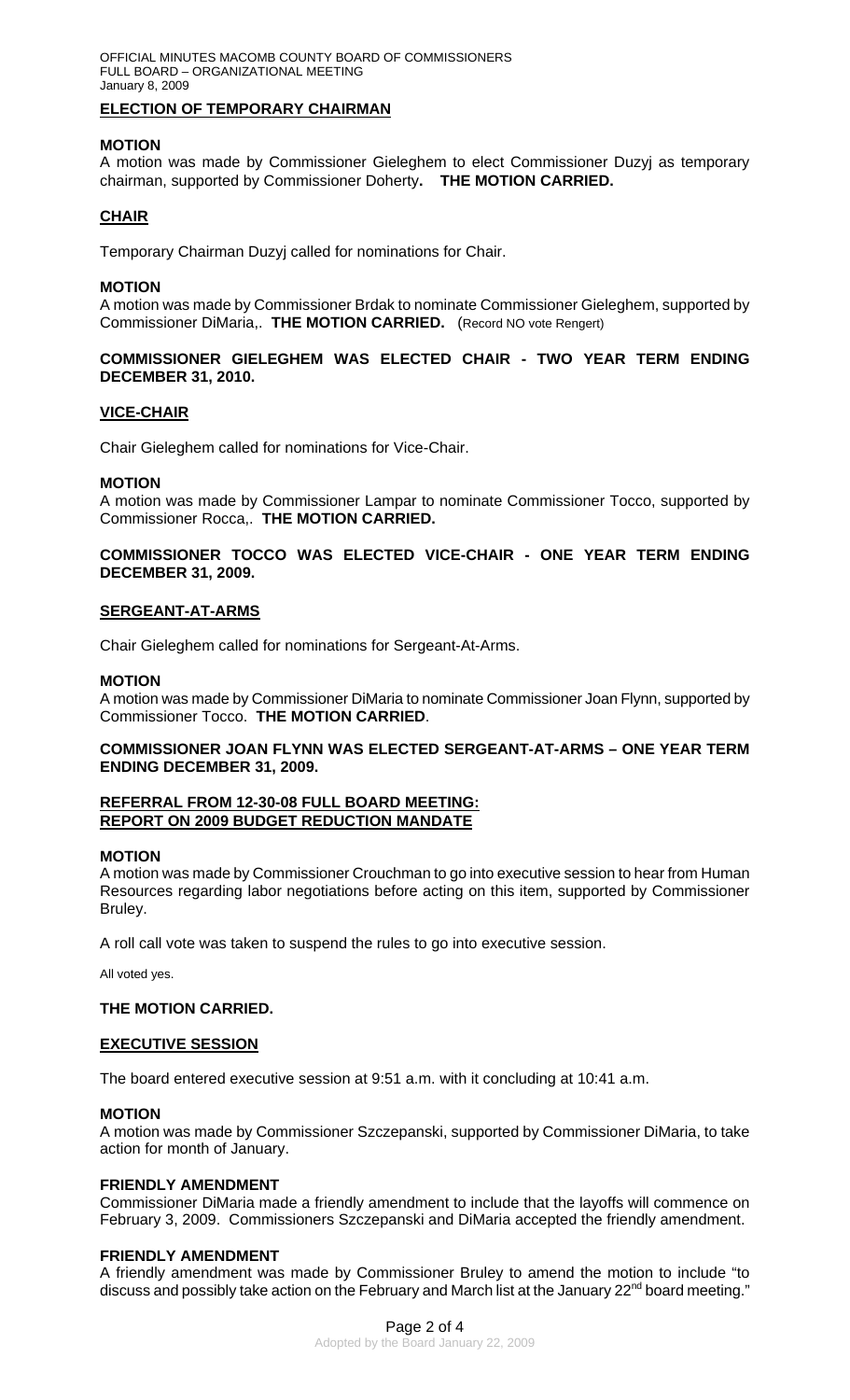## ELECTION OF TEMPORARY CHAIRMAN

**MOTION**

A motion was made by Commissioner Gieleghem to elect Commissioner Duzyj as temporary chairman, supported by Commissioner Doherty**. THE MOTION CARRIED.**

## CHAIR

Temporary Chairman Duzyj called for nominations for Chair.

**MOTION**

A motion was made by Commissioner Brdak to nominate Commissioner Gieleghem, supported by Commissioner DiMaria,. **THE MOTION CARRIED.** (Record NO vote Rengert)

**COMMISSIONER GIELEGHEM WAS ELECTED CHAIR - TWO YEAR TERM ENDING DECEMBER 31, 2010.**

## VICE-CHAIR

Chair Gieleghem called for nominations for Vice-Chair.

**MOTION**

A motion was made by Commissioner Lampar to nominate Commissioner Tocco, supported by Commissioner Rocca,. **THE MOTION CARRIED.**

**COMMISSIONER TOCCO WAS ELECTED VICE-CHAIR - ONE YEAR TERM ENDING DECEMBER 31, 2009.**

## SERGEANT-AT-ARMS

Chair Gieleghem called for nominations for Sergeant-At-Arms.

**MOTION**

A motion was made by Commissioner DiMaria to nominate Commissioner Joan Flynn, supported by Commissioner Tocco. **THE MOTION CARRIED**.

**COMMISSIONER JOAN FLYNN WAS ELECTED SERGEANT-AT-ARMS – ONE YEAR TERM ENDING DECEMBER 31, 2009.**

## REFERRAL FROM 12-30-08 FULL BOARD MEETING: REPORT ON 2009 BUDGET REDUCTION MANDATE

**MOTION**

A motion was made by Commissioner Crouchman to go into executive session to hear from Human Resources regarding labor negotiations before acting on this item, supported by Commissioner Bruley.

A roll call vote was taken to suspend the rules to go into executive session.

All voted yes.

**THE MOTION CARRIED.**

## EXECUTIVE SESSION

The board entered executive session at 9:51 a.m. with it concluding at 10:41 a.m.

**MOTION**

A motion was made by Commissioner Szczepanski, supported by Commissioner DiMaria, to take action for month of January.

**FRIENDLY AMENDMENT**

Commissioner DiMaria made a friendly amendment to include that the layoffs will commence on February 3, 2009. Commissioners Szczepanski and DiMaria accepted the friendly amendment.

**FRIENDLY AMENDMENT**

A friendly amendment was made by Commissioner Bruley to amend the motion to include "to discuss and possibly take action on the February and March list at the January 22nd board meeting."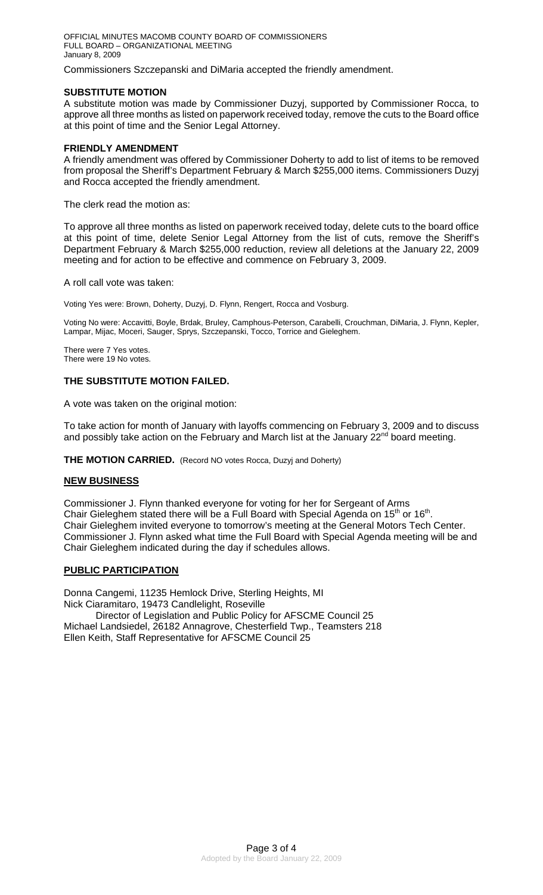Commissioners Szczepanski and DiMaria accepted the friendly amendment.

**SUBSTITUTE MOTION**

A substitute motion was made by Commissioner Duzyj, supported by Commissioner Rocca, to approve all three months as listed on paperwork received today, remove the cuts to the Board office at this point of time and the Senior Legal Attorney.

**FRIENDLY AMENDMENT**

A friendly amendment was offered by Commissioner Doherty to add to list of items to be removed from proposal the Sheriff's Department February & March $255,000 items. Commissioners Duzyj and Rocca accepted the friendly amendment.

The clerk read the motion as:

To approve all three months as listed on paperwork received today, delete cuts to the board office at this point of time, delete Senior Legal Attorney from the list of cuts, remove the Sheriff's Department February & March $255,000 reduction, review all deletions at the January 22, 2009 meeting and for action to be effective and commence on February 3, 2009.

A roll call vote was taken:

Voting Yes were: Brown, Doherty, Duzyj, D. Flynn, Rengert, Rocca and Vosburg.

Voting No were: Accavitti, Boyle, Brdak, Bruley, Camphous-Peterson, Carabelli, Crouchman, DiMaria, J. Flynn, Kepler, Lampar, Mijac, Moceri, Sauger, Sprys, Szczepanski, Tocco, Torrice and Gieleghem.

There were 7 Yes votes.
There were 19 No votes.

**THE SUBSTITUTE MOTION FAILED.**

A vote was taken on the original motion:

To take action for month of January with layoffs commencing on February 3, 2009 and to discuss and possibly take action on the February and March list at the January 22nd board meeting.

**THE MOTION CARRIED.** (Record NO votes Rocca, Duzyj and Doherty)

## NEW BUSINESS

Commissioner J. Flynn thanked everyone for voting for her for Sergeant of Arms
Chair Gieleghem stated there will be a Full Board with Special Agenda on 15th or 16th.
Chair Gieleghem invited everyone to tomorrow's meeting at the General Motors Tech Center.
Commissioner J. Flynn asked what time the Full Board with Special Agenda meeting will be and Chair Gieleghem indicated during the day if schedules allows.

## PUBLIC PARTICIPATION

Donna Cangemi, 11235 Hemlock Drive, Sterling Heights, MI
Nick Ciaramitaro, 19473 Candlelight, Roseville
Director of Legislation and Public Policy for AFSCME Council 25
Michael Landsiedel, 26182 Annagrove, Chesterfield Twp., Teamsters 218
Ellen Keith, Staff Representative for AFSCME Council 25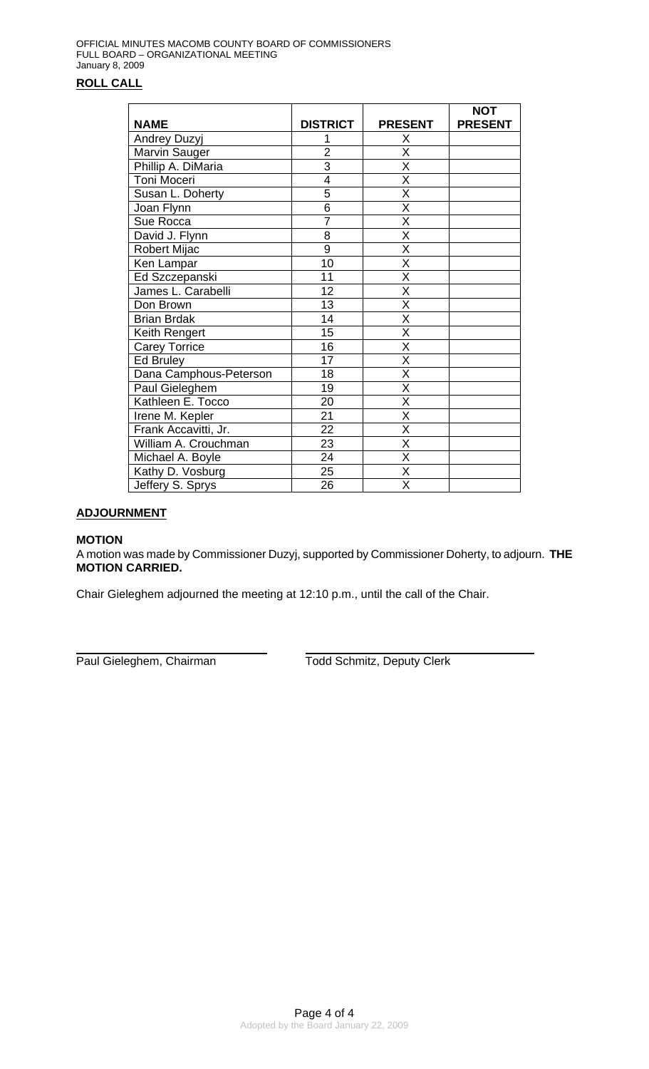**ROLL CALL**

| NAME | DISTRICT | PRESENT | NOT PRESENT |
|---|---|---|---|
| Andrey Duzyj | 1 | X | |
| Marvin Sauger | 2 | X | |
| Phillip A. DiMaria | 3 | X | |
| Toni Moceri | 4 | X | |
| Susan L. Doherty | 5 | X | |
| Joan Flynn | 6 | X | |
| Sue Rocca | 7 | X | |
| David J. Flynn | 8 | X | |
| Robert Mijac | 9 | X | |
| Ken Lampar | 10 | X | |
| Ed Szczepanski | 11 | X | |
| James L. Carabelli | 12 | X | |
| Don Brown | 13 | X | |
| Brian Brdak | 14 | X | |
| Keith Rengert | 15 | X | |
| Carey Torrice | 16 | X | |
| Ed Bruley | 17 | X | |
| Dana Camphous-Peterson | 18 | X | |
| Paul Gieleghem | 19 | X | |
| Kathleen E. Tocco | 20 | X | |
| Irene M. Kepler | 21 | X | |
| Frank Accavitti, Jr. | 22 | X | |
| William A. Crouchman | 23 | X | |
| Michael A. Boyle | 24 | X | |
| Kathy D. Vosburg | 25 | X | |
| Jeffery S. Sprys | 26 | X | |

**ADJOURNMENT**

**MOTION**

A motion was made by Commissioner Duzyj, supported by Commissioner Doherty, to adjourn. **THE MOTION CARRIED.**

Chair Gieleghem adjourned the meeting at 12:10 p.m., until the call of the Chair.

Paul Gieleghem, Chairman

Todd Schmitz, Deputy Clerk

Adopted by the Board January 22, 2009